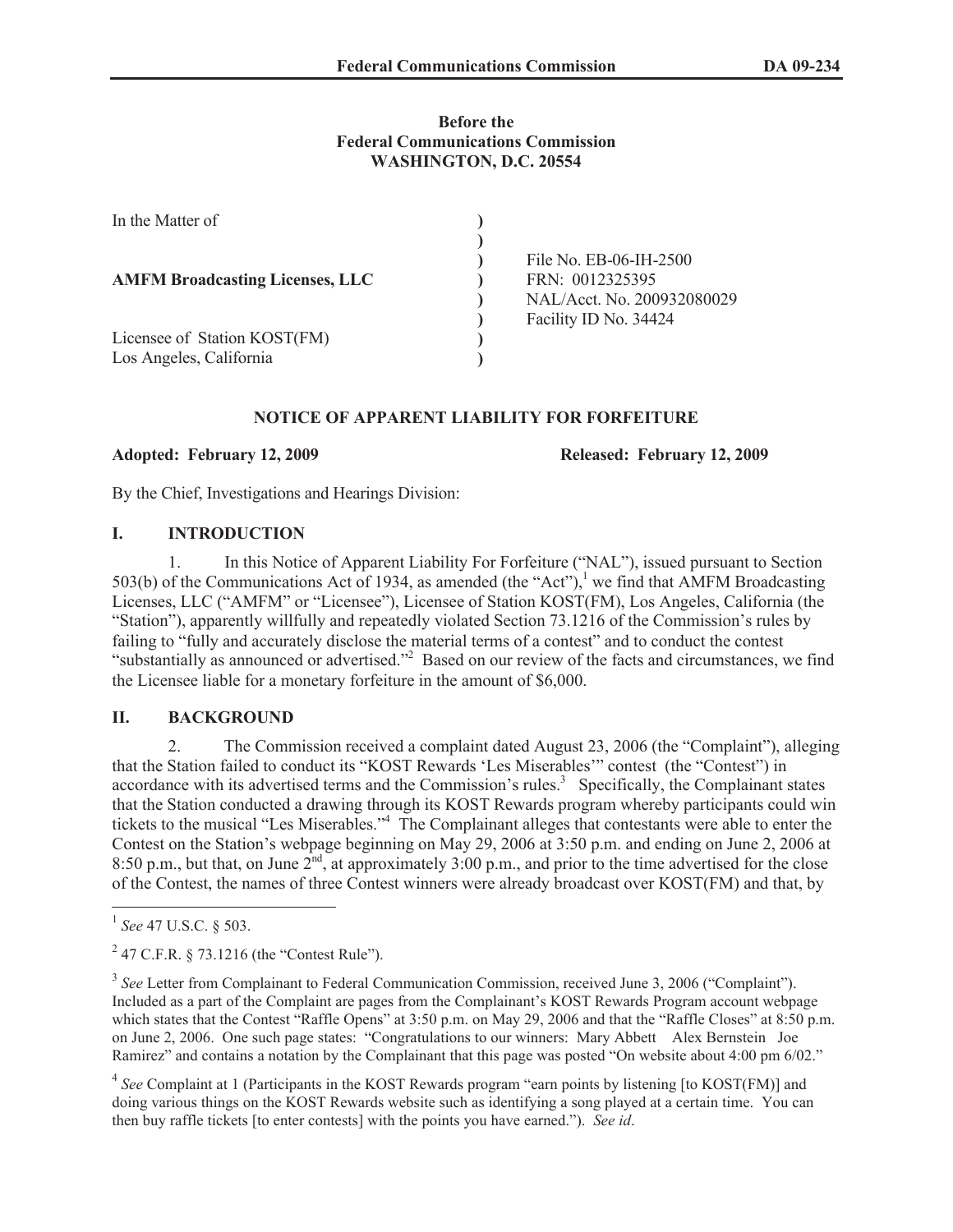Federal Communications Commission DA 09-234

**Before the**
**Federal Communications Commission**
**WASHINGTON, D.C. 20554**

| | | |
|---|---|---|
| In the Matter of | ) | |
| | ) | |
| | ) | File No. EB-06-IH-2500 |
| **AMFM Broadcasting Licenses, LLC** | ) | FRN: 0012325395 |
| | ) | NAL/Acct. No. 200932080029 |
| | ) | Facility ID No. 34424 |
| Licensee of Station KOST(FM) | ) | |
| Los Angeles, California | ) | |

## NOTICE OF APPARENT LIABILITY FOR FORFEITURE

**Adopted: February 12, 2009** **Released: February 12, 2009**

By the Chief, Investigations and Hearings Division:

## I. INTRODUCTION

1. In this Notice of Apparent Liability For Forfeiture ("NAL"), issued pursuant to Section 503(b) of the Communications Act of 1934, as amended (the "Act"),[1] we find that AMFM Broadcasting Licenses, LLC ("AMFM" or "Licensee"), Licensee of Station KOST(FM), Los Angeles, California (the "Station"), apparently willfully and repeatedly violated Section 73.1216 of the Commission's rules by failing to "fully and accurately disclose the material terms of a contest" and to conduct the contest "substantially as announced or advertised."[2] Based on our review of the facts and circumstances, we find the Licensee liable for a monetary forfeiture in the amount of $6,000.

## II. BACKGROUND

2. The Commission received a complaint dated August 23, 2006 (the "Complaint"), alleging that the Station failed to conduct its "KOST Rewards 'Les Miserables'" contest (the "Contest") in accordance with its advertised terms and the Commission's rules.[3] Specifically, the Complainant states that the Station conducted a drawing through its KOST Rewards program whereby participants could win tickets to the musical "Les Miserables."[4] The Complainant alleges that contestants were able to enter the Contest on the Station's webpage beginning on May 29, 2006 at 3:50 p.m. and ending on June 2, 2006 at 8:50 p.m., but that, on June 2nd, at approximately 3:00 p.m., and prior to the time advertised for the close of the Contest, the names of three Contest winners were already broadcast over KOST(FM) and that, by

---

[1] *See* 47 U.S.C. § 503.

[2] 47 C.F.R. § 73.1216 (the "Contest Rule").

[3] *See* Letter from Complainant to Federal Communication Commission, received June 3, 2006 ("Complaint"). Included as a part of the Complaint are pages from the Complainant's KOST Rewards Program account webpage which states that the Contest "Raffle Opens" at 3:50 p.m. on May 29, 2006 and that the "Raffle Closes" at 8:50 p.m. on June 2, 2006. One such page states: "Congratulations to our winners: Mary Abbett Alex Bernstein Joe Ramirez" and contains a notation by the Complainant that this page was posted "On website about 4:00 pm 6/02."

[4] *See* Complaint at 1 (Participants in the KOST Rewards program "earn points by listening [to KOST(FM)] and doing various things on the KOST Rewards website such as identifying a song played at a certain time. You can then buy raffle tickets [to enter contests] with the points you have earned."). *See id*.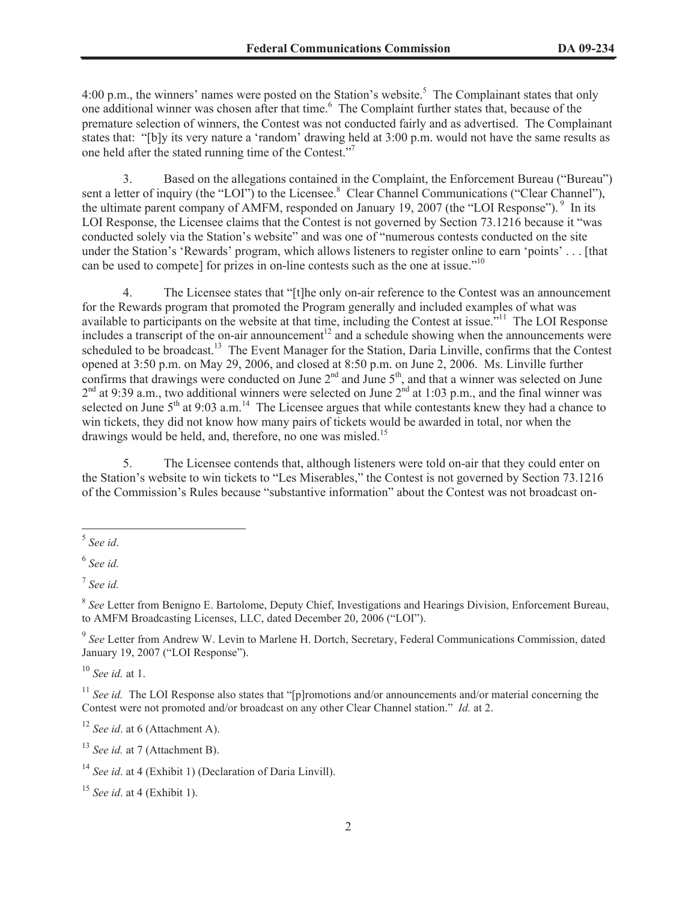4:00 p.m., the winners' names were posted on the Station's website.[5] The Complainant states that only one additional winner was chosen after that time.[6] The Complaint further states that, because of the premature selection of winners, the Contest was not conducted fairly and as advertised. The Complainant states that: "[b]y its very nature a 'random' drawing held at 3:00 p.m. would not have the same results as one held after the stated running time of the Contest."[7]

3. Based on the allegations contained in the Complaint, the Enforcement Bureau ("Bureau") sent a letter of inquiry (the "LOI") to the Licensee.[8] Clear Channel Communications ("Clear Channel"), the ultimate parent company of AMFM, responded on January 19, 2007 (the "LOI Response").[9] In its LOI Response, the Licensee claims that the Contest is not governed by Section 73.1216 because it "was conducted solely via the Station's website" and was one of "numerous contests conducted on the site under the Station's 'Rewards' program, which allows listeners to register online to earn 'points' . . . [that can be used to compete] for prizes in on-line contests such as the one at issue."[10]

4. The Licensee states that "[t]he only on-air reference to the Contest was an announcement for the Rewards program that promoted the Program generally and included examples of what was available to participants on the website at that time, including the Contest at issue."[11] The LOI Response includes a transcript of the on-air announcement[12] and a schedule showing when the announcements were scheduled to be broadcast.[13] The Event Manager for the Station, Daria Linville, confirms that the Contest opened at 3:50 p.m. on May 29, 2006, and closed at 8:50 p.m. on June 2, 2006. Ms. Linville further confirms that drawings were conducted on June 2nd and June 5th, and that a winner was selected on June 2nd at 9:39 a.m., two additional winners were selected on June 2nd at 1:03 p.m., and the final winner was selected on June 5th at 9:03 a.m.[14] The Licensee argues that while contestants knew they had a chance to win tickets, they did not know how many pairs of tickets would be awarded in total, nor when the drawings would be held, and, therefore, no one was misled.[15]

5. The Licensee contends that, although listeners were told on-air that they could enter on the Station's website to win tickets to "Les Miserables," the Contest is not governed by Section 73.1216 of the Commission's Rules because "substantive information" about the Contest was not broadcast on-

---

[5] *See id*.

[6] *See id.*

[7] *See id.*

[8] *See* Letter from Benigno E. Bartolome, Deputy Chief, Investigations and Hearings Division, Enforcement Bureau, to AMFM Broadcasting Licenses, LLC, dated December 20, 2006 ("LOI").

[9] *See* Letter from Andrew W. Levin to Marlene H. Dortch, Secretary, Federal Communications Commission, dated January 19, 2007 ("LOI Response").

[10] *See id.* at 1.

[11] *See id.* The LOI Response also states that "[p]romotions and/or announcements and/or material concerning the Contest were not promoted and/or broadcast on any other Clear Channel station." *Id.* at 2.

[12] *See id*. at 6 (Attachment A).

[13] *See id.* at 7 (Attachment B).

[14] *See id*. at 4 (Exhibit 1) (Declaration of Daria Linvill).

[15] *See id*. at 4 (Exhibit 1).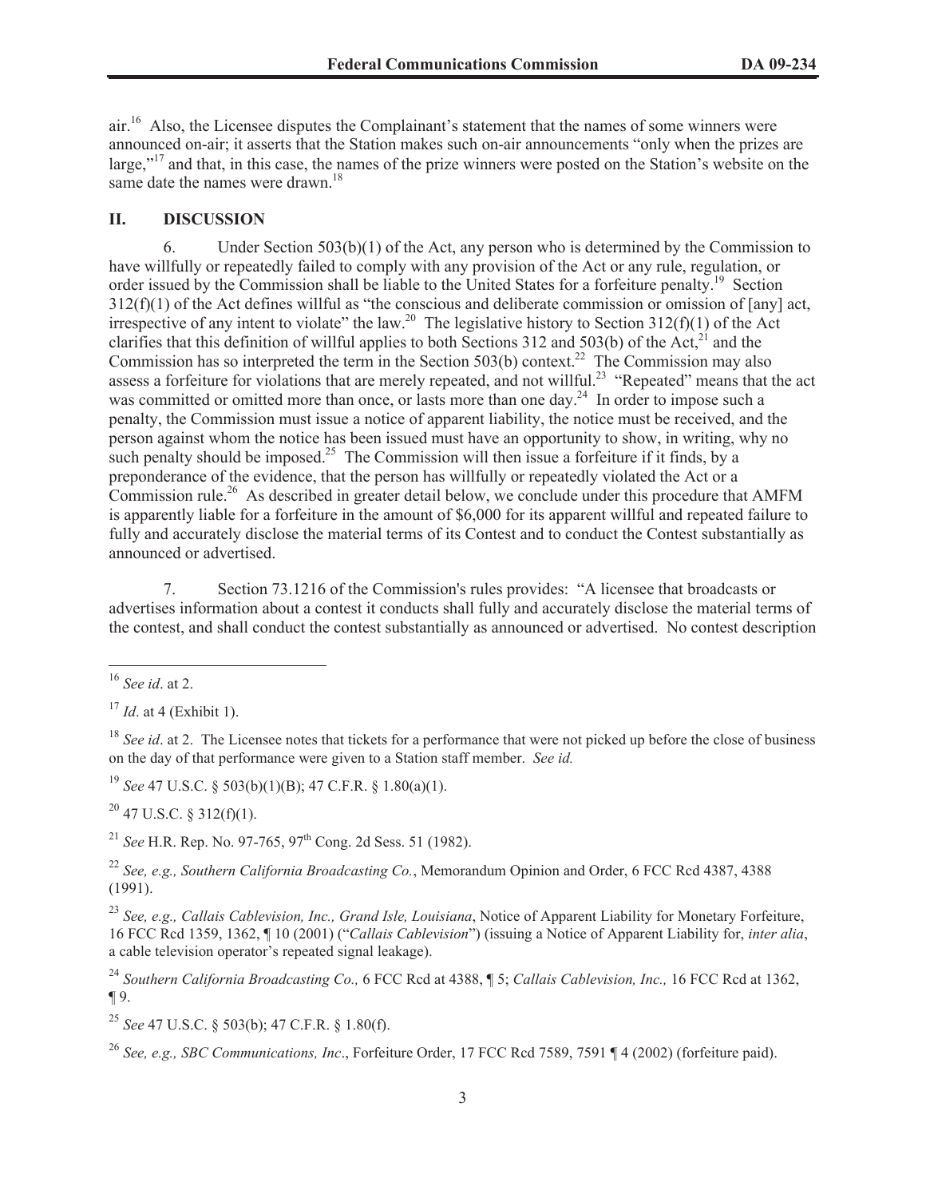air.[16] Also, the Licensee disputes the Complainant's statement that the names of some winners were announced on-air; it asserts that the Station makes such on-air announcements "only when the prizes are large,"[17] and that, in this case, the names of the prize winners were posted on the Station's website on the same date the names were drawn.[18]

## II. DISCUSSION

6. Under Section 503(b)(1) of the Act, any person who is determined by the Commission to have willfully or repeatedly failed to comply with any provision of the Act or any rule, regulation, or order issued by the Commission shall be liable to the United States for a forfeiture penalty.[19] Section 312(f)(1) of the Act defines willful as "the conscious and deliberate commission or omission of [any] act, irrespective of any intent to violate" the law.[20] The legislative history to Section 312(f)(1) of the Act clarifies that this definition of willful applies to both Sections 312 and 503(b) of the Act,[21] and the Commission has so interpreted the term in the Section 503(b) context.[22] The Commission may also assess a forfeiture for violations that are merely repeated, and not willful.[23] "Repeated" means that the act was committed or omitted more than once, or lasts more than one day.[24] In order to impose such a penalty, the Commission must issue a notice of apparent liability, the notice must be received, and the person against whom the notice has been issued must have an opportunity to show, in writing, why no such penalty should be imposed.[25] The Commission will then issue a forfeiture if it finds, by a preponderance of the evidence, that the person has willfully or repeatedly violated the Act or a Commission rule.[26] As described in greater detail below, we conclude under this procedure that AMFM is apparently liable for a forfeiture in the amount of $6,000 for its apparent willful and repeated failure to fully and accurately disclose the material terms of its Contest and to conduct the Contest substantially as announced or advertised.

7. Section 73.1216 of the Commission's rules provides: "A licensee that broadcasts or advertises information about a contest it conducts shall fully and accurately disclose the material terms of the contest, and shall conduct the contest substantially as announced or advertised. No contest description

---

[16] *See id*. at 2.

[17] *Id*. at 4 (Exhibit 1).

[18] *See id*. at 2. The Licensee notes that tickets for a performance that were not picked up before the close of business on the day of that performance were given to a Station staff member. *See id.*

[19] *See* 47 U.S.C. § 503(b)(1)(B); 47 C.F.R. § 1.80(a)(1).

[20] 47 U.S.C. § 312(f)(1).

[21] *See* H.R. Rep. No. 97-765, 97th Cong. 2d Sess. 51 (1982).

[22] *See, e.g., Southern California Broadcasting Co.*, Memorandum Opinion and Order, 6 FCC Rcd 4387, 4388 (1991).

[23] *See, e.g., Callais Cablevision, Inc., Grand Isle, Louisiana*, Notice of Apparent Liability for Monetary Forfeiture, 16 FCC Rcd 1359, 1362, ¶ 10 (2001) ("*Callais Cablevision*") (issuing a Notice of Apparent Liability for, *inter alia*, a cable television operator's repeated signal leakage).

[24] *Southern California Broadcasting Co.,* 6 FCC Rcd at 4388, ¶ 5; *Callais Cablevision, Inc.,* 16 FCC Rcd at 1362, ¶ 9.

[25] *See* 47 U.S.C. § 503(b); 47 C.F.R. § 1.80(f).

[26] *See, e.g., SBC Communications, Inc*., Forfeiture Order, 17 FCC Rcd 7589, 7591 ¶ 4 (2002) (forfeiture paid).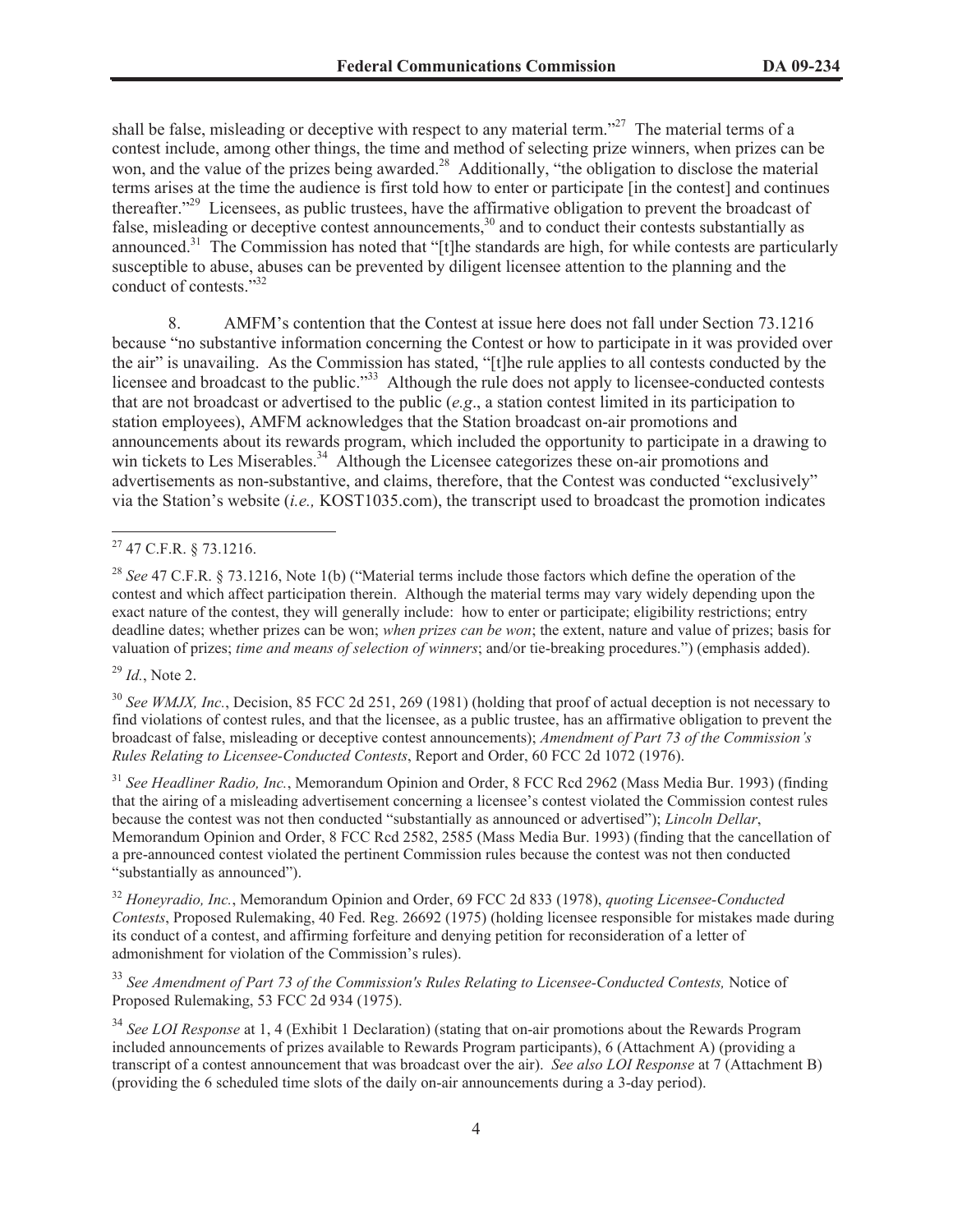shall be false, misleading or deceptive with respect to any material term."[27] The material terms of a contest include, among other things, the time and method of selecting prize winners, when prizes can be won, and the value of the prizes being awarded.[28] Additionally, "the obligation to disclose the material terms arises at the time the audience is first told how to enter or participate [in the contest] and continues thereafter."[29] Licensees, as public trustees, have the affirmative obligation to prevent the broadcast of false, misleading or deceptive contest announcements,[30] and to conduct their contests substantially as announced.[31] The Commission has noted that "[t]he standards are high, for while contests are particularly susceptible to abuse, abuses can be prevented by diligent licensee attention to the planning and the conduct of contests."[32]

8. AMFM's contention that the Contest at issue here does not fall under Section 73.1216 because "no substantive information concerning the Contest or how to participate in it was provided over the air" is unavailing. As the Commission has stated, "[t]he rule applies to all contests conducted by the licensee and broadcast to the public."[33] Although the rule does not apply to licensee-conducted contests that are not broadcast or advertised to the public (*e.g*., a station contest limited in its participation to station employees), AMFM acknowledges that the Station broadcast on-air promotions and announcements about its rewards program, which included the opportunity to participate in a drawing to win tickets to Les Miserables.[34] Although the Licensee categorizes these on-air promotions and advertisements as non-substantive, and claims, therefore, that the Contest was conducted "exclusively" via the Station's website (*i.e.,* KOST1035.com), the transcript used to broadcast the promotion indicates

---

[27] 47 C.F.R. § 73.1216.

[28] *See* 47 C.F.R. § 73.1216, Note 1(b) ("Material terms include those factors which define the operation of the contest and which affect participation therein. Although the material terms may vary widely depending upon the exact nature of the contest, they will generally include: how to enter or participate; eligibility restrictions; entry deadline dates; whether prizes can be won; *when prizes can be won*; the extent, nature and value of prizes; basis for valuation of prizes; *time and means of selection of winners*; and/or tie-breaking procedures.") (emphasis added).

[29] *Id.*, Note 2.

[30] *See WMJX, Inc.*, Decision, 85 FCC 2d 251, 269 (1981) (holding that proof of actual deception is not necessary to find violations of contest rules, and that the licensee, as a public trustee, has an affirmative obligation to prevent the broadcast of false, misleading or deceptive contest announcements); *Amendment of Part 73 of the Commission's Rules Relating to Licensee-Conducted Contests*, Report and Order, 60 FCC 2d 1072 (1976).

[31] *See Headliner Radio, Inc.*, Memorandum Opinion and Order, 8 FCC Rcd 2962 (Mass Media Bur. 1993) (finding that the airing of a misleading advertisement concerning a licensee's contest violated the Commission contest rules because the contest was not then conducted "substantially as announced or advertised"); *Lincoln Dellar*, Memorandum Opinion and Order, 8 FCC Rcd 2582, 2585 (Mass Media Bur. 1993) (finding that the cancellation of a pre-announced contest violated the pertinent Commission rules because the contest was not then conducted "substantially as announced").

[32] *Honeyradio, Inc.*, Memorandum Opinion and Order, 69 FCC 2d 833 (1978), *quoting Licensee-Conducted Contests*, Proposed Rulemaking, 40 Fed. Reg. 26692 (1975) (holding licensee responsible for mistakes made during its conduct of a contest, and affirming forfeiture and denying petition for reconsideration of a letter of admonishment for violation of the Commission's rules).

[33] *See Amendment of Part 73 of the Commission's Rules Relating to Licensee-Conducted Contests,* Notice of Proposed Rulemaking, 53 FCC 2d 934 (1975).

[34] *See LOI Response* at 1, 4 (Exhibit 1 Declaration) (stating that on-air promotions about the Rewards Program included announcements of prizes available to Rewards Program participants), 6 (Attachment A) (providing a transcript of a contest announcement that was broadcast over the air). *See also LOI Response* at 7 (Attachment B) (providing the 6 scheduled time slots of the daily on-air announcements during a 3-day period).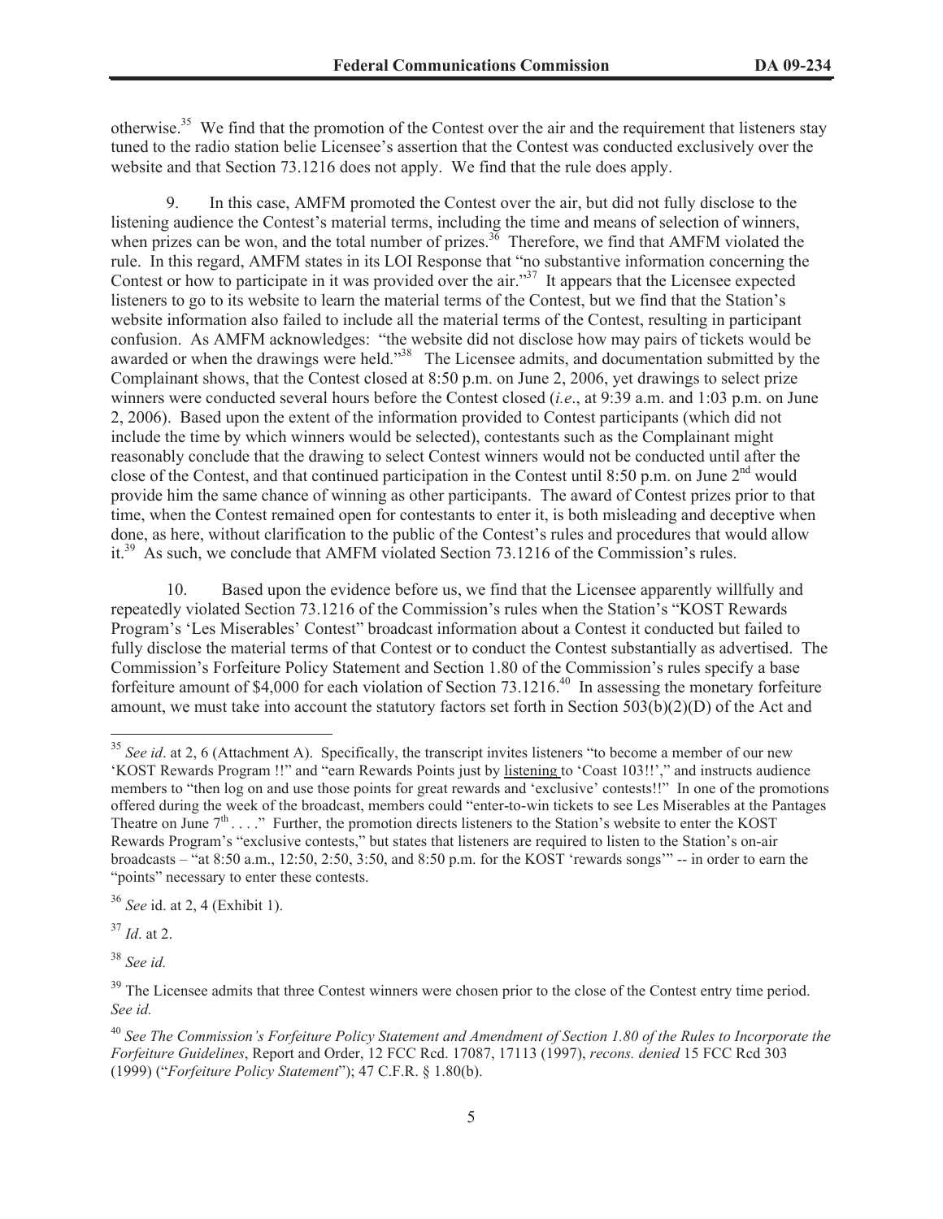otherwise.[35] We find that the promotion of the Contest over the air and the requirement that listeners stay tuned to the radio station belie Licensee's assertion that the Contest was conducted exclusively over the website and that Section 73.1216 does not apply. We find that the rule does apply.

9. In this case, AMFM promoted the Contest over the air, but did not fully disclose to the listening audience the Contest's material terms, including the time and means of selection of winners, when prizes can be won, and the total number of prizes.[36] Therefore, we find that AMFM violated the rule. In this regard, AMFM states in its LOI Response that "no substantive information concerning the Contest or how to participate in it was provided over the air."[37] It appears that the Licensee expected listeners to go to its website to learn the material terms of the Contest, but we find that the Station's website information also failed to include all the material terms of the Contest, resulting in participant confusion. As AMFM acknowledges: "the website did not disclose how may pairs of tickets would be awarded or when the drawings were held."[38] The Licensee admits, and documentation submitted by the Complainant shows, that the Contest closed at 8:50 p.m. on June 2, 2006, yet drawings to select prize winners were conducted several hours before the Contest closed (*i.e*., at 9:39 a.m. and 1:03 p.m. on June 2, 2006). Based upon the extent of the information provided to Contest participants (which did not include the time by which winners would be selected), contestants such as the Complainant might reasonably conclude that the drawing to select Contest winners would not be conducted until after the close of the Contest, and that continued participation in the Contest until 8:50 p.m. on June 2nd would provide him the same chance of winning as other participants. The award of Contest prizes prior to that time, when the Contest remained open for contestants to enter it, is both misleading and deceptive when done, as here, without clarification to the public of the Contest's rules and procedures that would allow it.[39] As such, we conclude that AMFM violated Section 73.1216 of the Commission's rules.

10. Based upon the evidence before us, we find that the Licensee apparently willfully and repeatedly violated Section 73.1216 of the Commission's rules when the Station's "KOST Rewards Program's 'Les Miserables' Contest" broadcast information about a Contest it conducted but failed to fully disclose the material terms of that Contest or to conduct the Contest substantially as advertised. The Commission's Forfeiture Policy Statement and Section 1.80 of the Commission's rules specify a base forfeiture amount of $4,000 for each violation of Section 73.1216.[40] In assessing the monetary forfeiture amount, we must take into account the statutory factors set forth in Section 503(b)(2)(D) of the Act and

---

[35] *See id*. at 2, 6 (Attachment A). Specifically, the transcript invites listeners "to become a member of our new 'KOST Rewards Program !!" and "earn Rewards Points just by listening to 'Coast 103!!'," and instructs audience members to "then log on and use those points for great rewards and 'exclusive' contests!!" In one of the promotions offered during the week of the broadcast, members could "enter-to-win tickets to see Les Miserables at the Pantages Theatre on June 7th . . . ." Further, the promotion directs listeners to the Station's website to enter the KOST Rewards Program's "exclusive contests," but states that listeners are required to listen to the Station's on-air broadcasts – "at 8:50 a.m., 12:50, 2:50, 3:50, and 8:50 p.m. for the KOST 'rewards songs'" -- in order to earn the "points" necessary to enter these contests.

[36] *See* id. at 2, 4 (Exhibit 1).

[37] *Id*. at 2.

[38] *See id.*

[39] The Licensee admits that three Contest winners were chosen prior to the close of the Contest entry time period. *See id.*

[40] *See The Commission's Forfeiture Policy Statement and Amendment of Section 1.80 of the Rules to Incorporate the Forfeiture Guidelines*, Report and Order, 12 FCC Rcd. 17087, 17113 (1997), *recons. denied* 15 FCC Rcd 303 (1999) ("*Forfeiture Policy Statement*"); 47 C.F.R. § 1.80(b).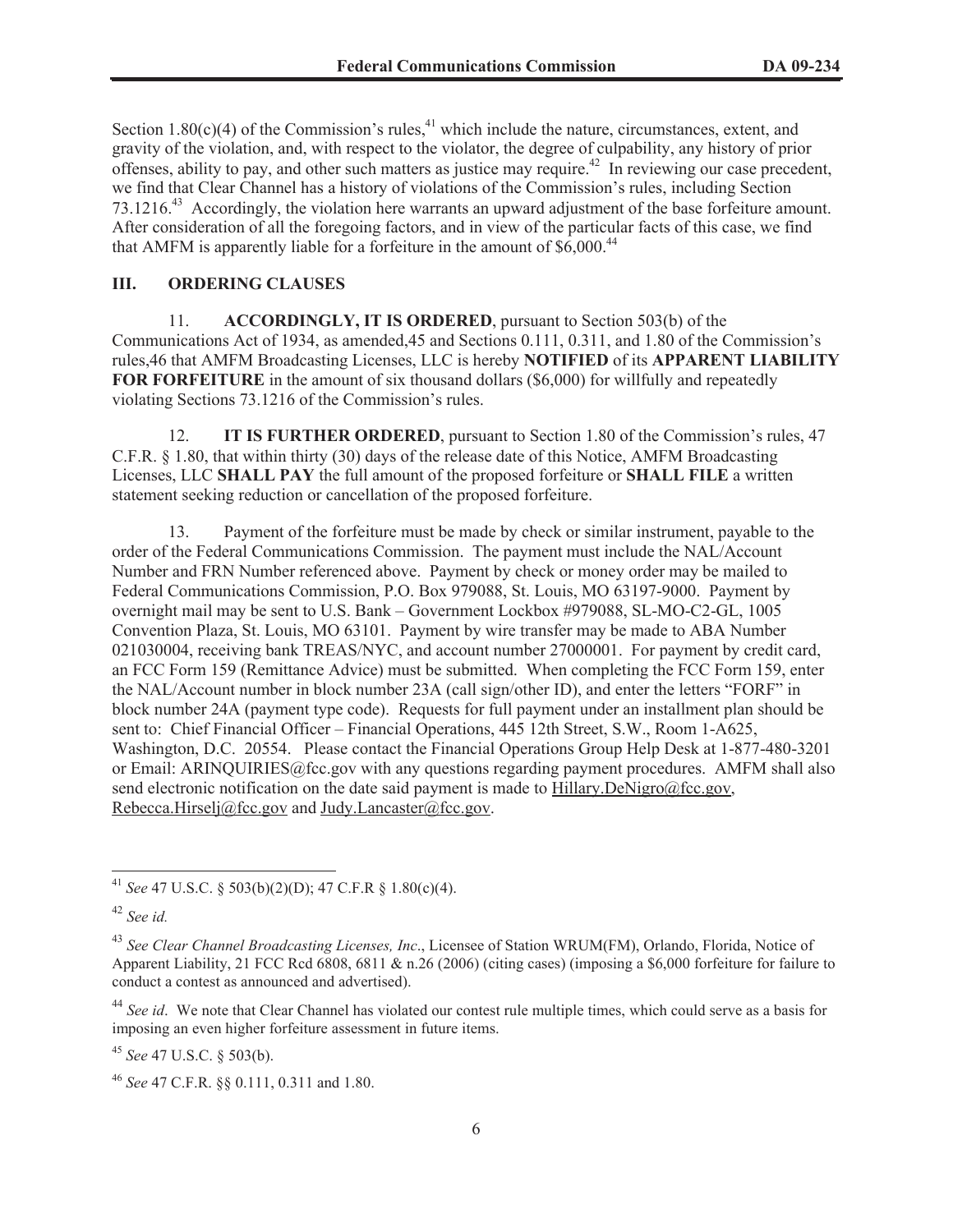Section 1.80(c)(4) of the Commission's rules,[41] which include the nature, circumstances, extent, and gravity of the violation, and, with respect to the violator, the degree of culpability, any history of prior offenses, ability to pay, and other such matters as justice may require.[42] In reviewing our case precedent, we find that Clear Channel has a history of violations of the Commission's rules, including Section 73.1216.[43] Accordingly, the violation here warrants an upward adjustment of the base forfeiture amount. After consideration of all the foregoing factors, and in view of the particular facts of this case, we find that AMFM is apparently liable for a forfeiture in the amount of $6,000.[44]

## III. ORDERING CLAUSES

11. **ACCORDINGLY, IT IS ORDERED**, pursuant to Section 503(b) of the Communications Act of 1934, as amended,45 and Sections 0.111, 0.311, and 1.80 of the Commission's rules,46 that AMFM Broadcasting Licenses, LLC is hereby **NOTIFIED** of its **APPARENT LIABILITY FOR FORFEITURE** in the amount of six thousand dollars ($6,000) for willfully and repeatedly violating Sections 73.1216 of the Commission's rules.

12. **IT IS FURTHER ORDERED**, pursuant to Section 1.80 of the Commission's rules, 47 C.F.R. § 1.80, that within thirty (30) days of the release date of this Notice, AMFM Broadcasting Licenses, LLC **SHALL PAY** the full amount of the proposed forfeiture or **SHALL FILE** a written statement seeking reduction or cancellation of the proposed forfeiture.

13. Payment of the forfeiture must be made by check or similar instrument, payable to the order of the Federal Communications Commission. The payment must include the NAL/Account Number and FRN Number referenced above. Payment by check or money order may be mailed to Federal Communications Commission, P.O. Box 979088, St. Louis, MO 63197-9000. Payment by overnight mail may be sent to U.S. Bank – Government Lockbox #979088, SL-MO-C2-GL, 1005 Convention Plaza, St. Louis, MO 63101. Payment by wire transfer may be made to ABA Number 021030004, receiving bank TREAS/NYC, and account number 27000001. For payment by credit card, an FCC Form 159 (Remittance Advice) must be submitted. When completing the FCC Form 159, enter the NAL/Account number in block number 23A (call sign/other ID), and enter the letters "FORF" in block number 24A (payment type code). Requests for full payment under an installment plan should be sent to: Chief Financial Officer – Financial Operations, 445 12th Street, S.W., Room 1-A625, Washington, D.C. 20554. Please contact the Financial Operations Group Help Desk at 1-877-480-3201 or Email: ARINQUIRIES@fcc.gov with any questions regarding payment procedures. AMFM shall also send electronic notification on the date said payment is made to Hillary.DeNigro@fcc.gov, Rebecca.Hirselj@fcc.gov and Judy.Lancaster@fcc.gov.

---

[41] *See* 47 U.S.C. § 503(b)(2)(D); 47 C.F.R § 1.80(c)(4).

[42] *See id.*

[43] *See Clear Channel Broadcasting Licenses, Inc*., Licensee of Station WRUM(FM), Orlando, Florida, Notice of Apparent Liability, 21 FCC Rcd 6808, 6811 & n.26 (2006) (citing cases) (imposing a $6,000 forfeiture for failure to conduct a contest as announced and advertised).

[44] *See id*. We note that Clear Channel has violated our contest rule multiple times, which could serve as a basis for imposing an even higher forfeiture assessment in future items.

[45] *See* 47 U.S.C. § 503(b).

[46] *See* 47 C.F.R. §§ 0.111, 0.311 and 1.80.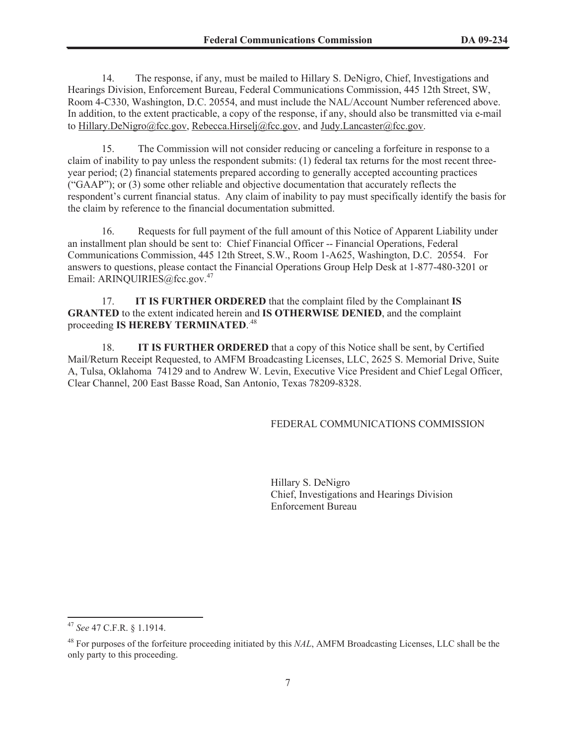14. The response, if any, must be mailed to Hillary S. DeNigro, Chief, Investigations and Hearings Division, Enforcement Bureau, Federal Communications Commission, 445 12th Street, SW, Room 4-C330, Washington, D.C. 20554, and must include the NAL/Account Number referenced above. In addition, to the extent practicable, a copy of the response, if any, should also be transmitted via e-mail to Hillary.DeNigro@fcc.gov, Rebecca.Hirselj@fcc.gov, and Judy.Lancaster@fcc.gov.

15. The Commission will not consider reducing or canceling a forfeiture in response to a claim of inability to pay unless the respondent submits: (1) federal tax returns for the most recent three-year period; (2) financial statements prepared according to generally accepted accounting practices ("GAAP"); or (3) some other reliable and objective documentation that accurately reflects the respondent's current financial status. Any claim of inability to pay must specifically identify the basis for the claim by reference to the financial documentation submitted.

16. Requests for full payment of the full amount of this Notice of Apparent Liability under an installment plan should be sent to: Chief Financial Officer -- Financial Operations, Federal Communications Commission, 445 12th Street, S.W., Room 1-A625, Washington, D.C. 20554. For answers to questions, please contact the Financial Operations Group Help Desk at 1-877-480-3201 or Email: ARINQUIRIES@fcc.gov.[47]

17. **IT IS FURTHER ORDERED** that the complaint filed by the Complainant **IS GRANTED** to the extent indicated herein and **IS OTHERWISE DENIED**, and the complaint proceeding **IS HEREBY TERMINATED**.[48]

18. **IT IS FURTHER ORDERED** that a copy of this Notice shall be sent, by Certified Mail/Return Receipt Requested, to AMFM Broadcasting Licenses, LLC, 2625 S. Memorial Drive, Suite A, Tulsa, Oklahoma 74129 and to Andrew W. Levin, Executive Vice President and Chief Legal Officer, Clear Channel, 200 East Basse Road, San Antonio, Texas 78209-8328.

FEDERAL COMMUNICATIONS COMMISSION

Hillary S. DeNigro
Chief, Investigations and Hearings Division
Enforcement Bureau

---

[47] *See* 47 C.F.R. § 1.1914.

[48] For purposes of the forfeiture proceeding initiated by this *NAL*, AMFM Broadcasting Licenses, LLC shall be the only party to this proceeding.